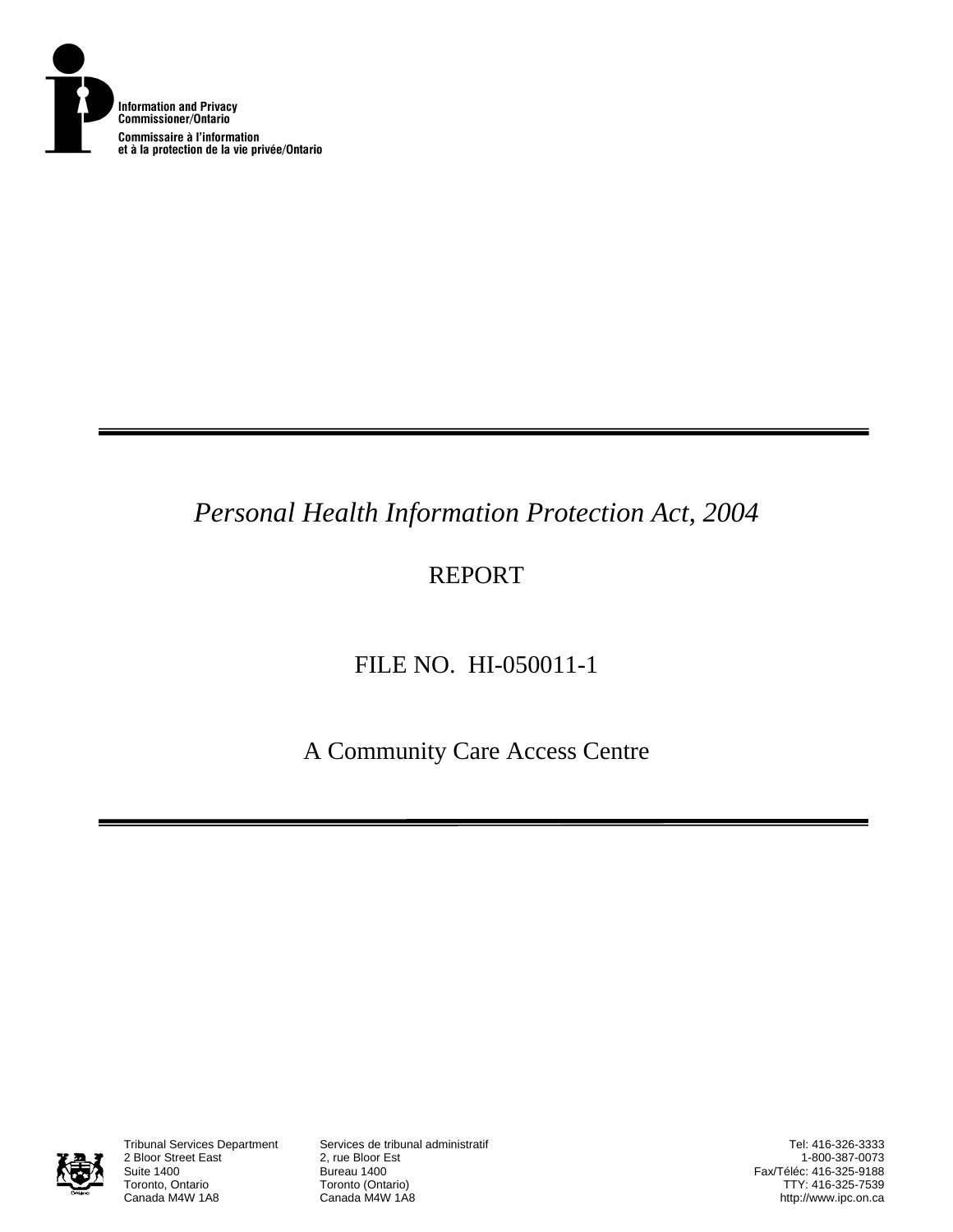Information and Privacy Commissioner/Ontario
Commissaire à l'information et à la protection de la vie privée/Ontario

---

*Personal Health Information Protection Act, 2004*

REPORT

FILE NO. HI-050011-1

A Community Care Access Centre

---

Tribunal Services Department
2 Bloor Street East
Suite 1400
Toronto, Ontario
Canada M4W 1A8

Services de tribunal administratif
2, rue Bloor Est
Bureau 1400
Toronto (Ontario)
Canada M4W 1A8

Tel: 416-326-3333
1-800-387-0073
Fax/Téléc: 416-325-9188
TTY: 416-325-7539
http://www.ipc.on.ca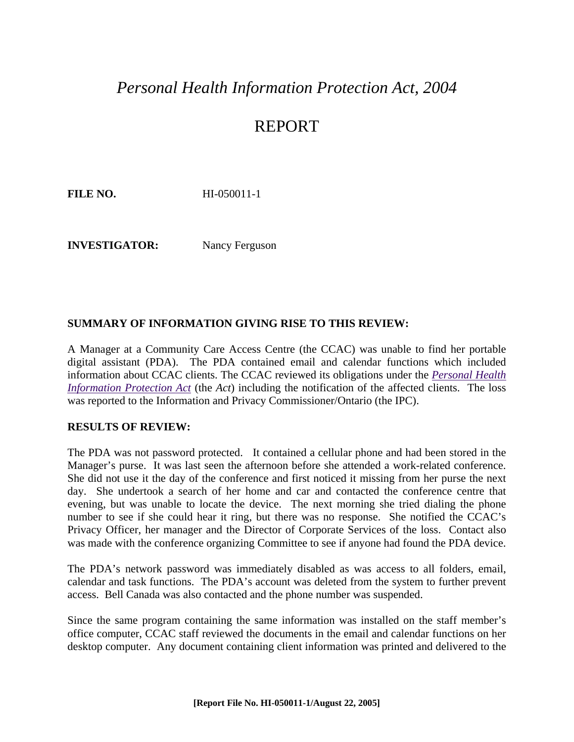# *Personal Health Information Protection Act, 2004*

# REPORT

**FILE NO.** HI-050011-1

**INVESTIGATOR:** Nancy Ferguson

## SUMMARY OF INFORMATION GIVING RISE TO THIS REVIEW:

A Manager at a Community Care Access Centre (the CCAC) was unable to find her portable digital assistant (PDA). The PDA contained email and calendar functions which included information about CCAC clients. The CCAC reviewed its obligations under the *Personal Health Information Protection Act* (the *Act*) including the notification of the affected clients. The loss was reported to the Information and Privacy Commissioner/Ontario (the IPC).

## RESULTS OF REVIEW:

The PDA was not password protected. It contained a cellular phone and had been stored in the Manager's purse. It was last seen the afternoon before she attended a work-related conference. She did not use it the day of the conference and first noticed it missing from her purse the next day. She undertook a search of her home and car and contacted the conference centre that evening, but was unable to locate the device. The next morning she tried dialing the phone number to see if she could hear it ring, but there was no response. She notified the CCAC's Privacy Officer, her manager and the Director of Corporate Services of the loss. Contact also was made with the conference organizing Committee to see if anyone had found the PDA device.

The PDA's network password was immediately disabled as was access to all folders, email, calendar and task functions. The PDA's account was deleted from the system to further prevent access. Bell Canada was also contacted and the phone number was suspended.

Since the same program containing the same information was installed on the staff member's office computer, CCAC staff reviewed the documents in the email and calendar functions on her desktop computer. Any document containing client information was printed and delivered to the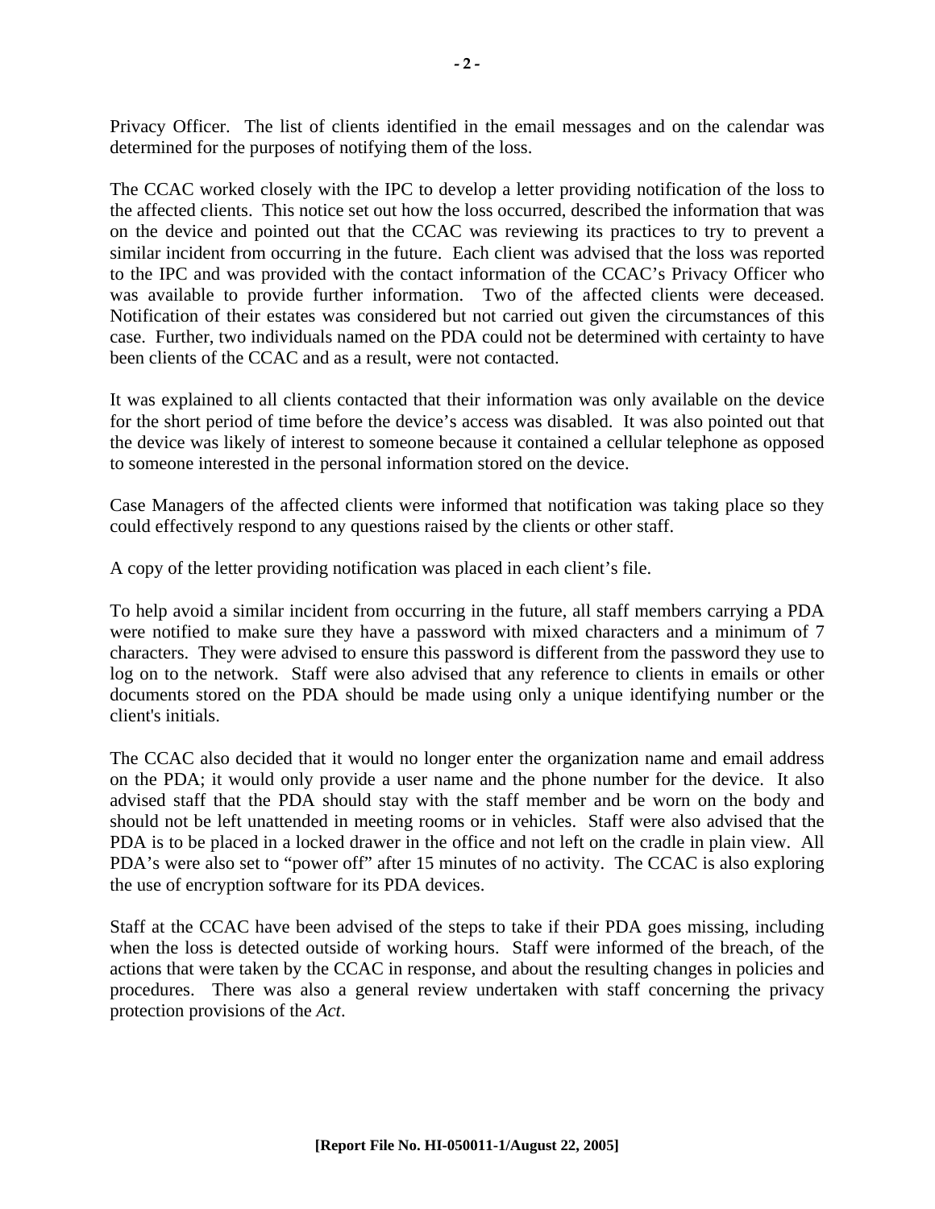Privacy Officer. The list of clients identified in the email messages and on the calendar was determined for the purposes of notifying them of the loss.

The CCAC worked closely with the IPC to develop a letter providing notification of the loss to the affected clients. This notice set out how the loss occurred, described the information that was on the device and pointed out that the CCAC was reviewing its practices to try to prevent a similar incident from occurring in the future. Each client was advised that the loss was reported to the IPC and was provided with the contact information of the CCAC's Privacy Officer who was available to provide further information. Two of the affected clients were deceased. Notification of their estates was considered but not carried out given the circumstances of this case. Further, two individuals named on the PDA could not be determined with certainty to have been clients of the CCAC and as a result, were not contacted.

It was explained to all clients contacted that their information was only available on the device for the short period of time before the device's access was disabled. It was also pointed out that the device was likely of interest to someone because it contained a cellular telephone as opposed to someone interested in the personal information stored on the device.

Case Managers of the affected clients were informed that notification was taking place so they could effectively respond to any questions raised by the clients or other staff.

A copy of the letter providing notification was placed in each client's file.

To help avoid a similar incident from occurring in the future, all staff members carrying a PDA were notified to make sure they have a password with mixed characters and a minimum of 7 characters. They were advised to ensure this password is different from the password they use to log on to the network. Staff were also advised that any reference to clients in emails or other documents stored on the PDA should be made using only a unique identifying number or the client's initials.

The CCAC also decided that it would no longer enter the organization name and email address on the PDA; it would only provide a user name and the phone number for the device. It also advised staff that the PDA should stay with the staff member and be worn on the body and should not be left unattended in meeting rooms or in vehicles. Staff were also advised that the PDA is to be placed in a locked drawer in the office and not left on the cradle in plain view. All PDA's were also set to "power off" after 15 minutes of no activity. The CCAC is also exploring the use of encryption software for its PDA devices.

Staff at the CCAC have been advised of the steps to take if their PDA goes missing, including when the loss is detected outside of working hours. Staff were informed of the breach, of the actions that were taken by the CCAC in response, and about the resulting changes in policies and procedures. There was also a general review undertaken with staff concerning the privacy protection provisions of the *Act*.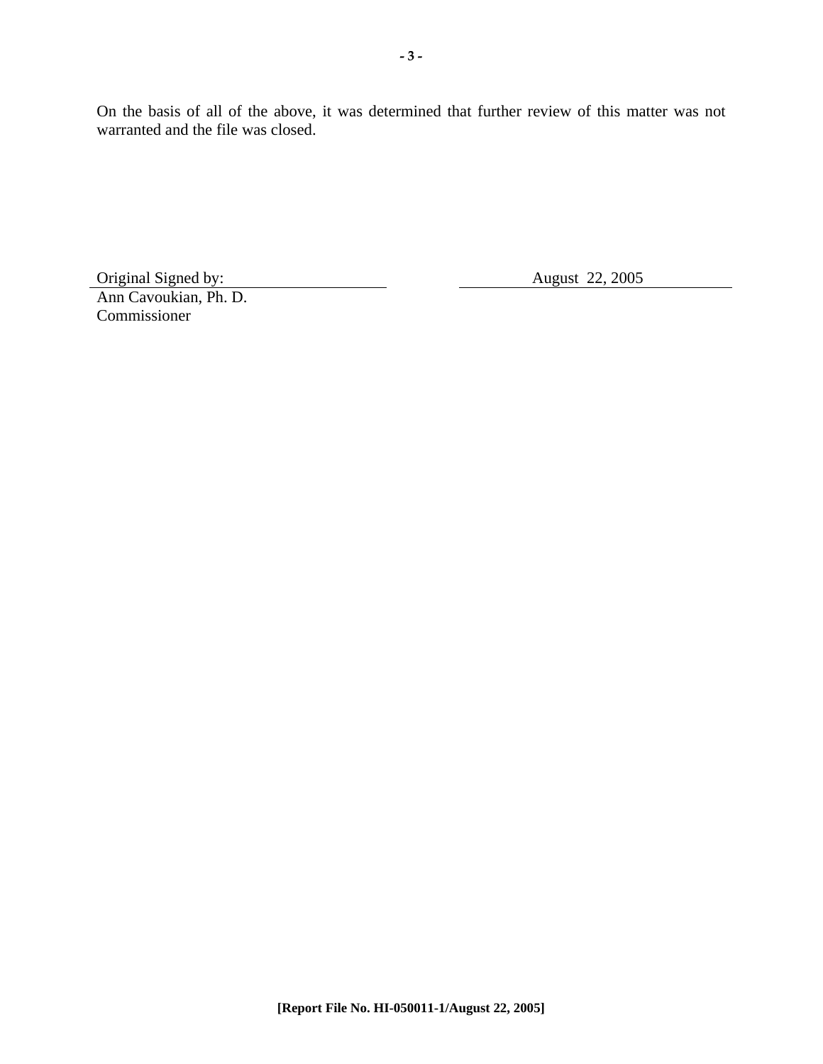On the basis of all of the above, it was determined that further review of this matter was not warranted and the file was closed.

Original Signed by:
Ann Cavoukian, Ph. D.
Commissioner

August 22, 2005

**[Report File No. HI-050011-1/August 22, 2005]**